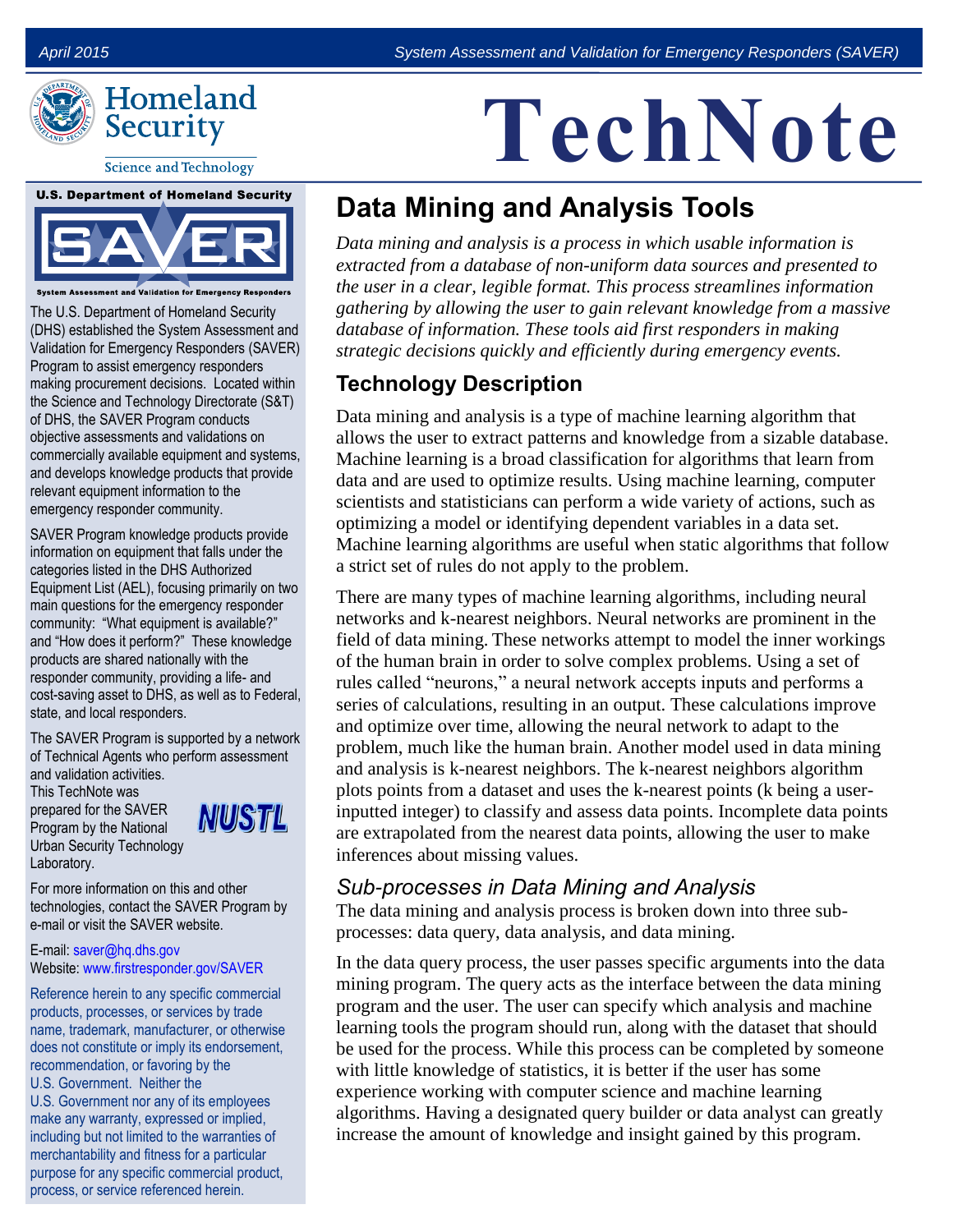# TechNote

## Data Mining and Analysis Tools

*Data mining and analysis is a process in which usable information is extracted from a database of non-uniform data sources and presented to the user in a clear, legible format. This process streamlines information gathering by allowing the user to gain relevant knowledge from a massive database of information. These tools aid first responders in making strategic decisions quickly and efficiently during emergency events.*

### Technology Description

Data mining and analysis is a type of machine learning algorithm that allows the user to extract patterns and knowledge from a sizable database. Machine learning is a broad classification for algorithms that learn from data and are used to optimize results. Using machine learning, computer scientists and statisticians can perform a wide variety of actions, such as optimizing a model or identifying dependent variables in a data set. Machine learning algorithms are useful when static algorithms that follow a strict set of rules do not apply to the problem.

There are many types of machine learning algorithms, including neural networks and k-nearest neighbors. Neural networks are prominent in the field of data mining. These networks attempt to model the inner workings of the human brain in order to solve complex problems. Using a set of rules called "neurons," a neural network accepts inputs and performs a series of calculations, resulting in an output. These calculations improve and optimize over time, allowing the neural network to adapt to the problem, much like the human brain. Another model used in data mining and analysis is k-nearest neighbors. The k-nearest neighbors algorithm plots points from a dataset and uses the k-nearest points (k being a user-inputted integer) to classify and assess data points. Incomplete data points are extrapolated from the nearest data points, allowing the user to make inferences about missing values.

### *Sub-processes in Data Mining and Analysis*

The data mining and analysis process is broken down into three sub-processes: data query, data analysis, and data mining.

In the data query process, the user passes specific arguments into the data mining program. The query acts as the interface between the data mining program and the user. The user can specify which analysis and machine learning tools the program should run, along with the dataset that should be used for the process. While this process can be completed by someone with little knowledge of statistics, it is better if the user has some experience working with computer science and machine learning algorithms. Having a designated query builder or data analyst can greatly increase the amount of knowledge and insight gained by this program.

---

**U.S. Department of Homeland Security**

**SAVER** — System Assessment and Validation for Emergency Responders

The U.S. Department of Homeland Security (DHS) established the System Assessment and Validation for Emergency Responders (SAVER) Program to assist emergency responders making procurement decisions. Located within the Science and Technology Directorate (S&T) of DHS, the SAVER Program conducts objective assessments and validations on commercially available equipment and systems, and develops knowledge products that provide relevant equipment information to the emergency responder community.

SAVER Program knowledge products provide information on equipment that falls under the categories listed in the DHS Authorized Equipment List (AEL), focusing primarily on two main questions for the emergency responder community: "What equipment is available?" and "How does it perform?" These knowledge products are shared nationally with the responder community, providing a life- and cost-saving asset to DHS, as well as to Federal, state, and local responders.

The SAVER Program is supported by a network of Technical Agents who perform assessment and validation activities.

This TechNote was prepared for the SAVER Program by the National Urban Security Technology Laboratory.

For more information on this and other technologies, contact the SAVER Program by e-mail or visit the SAVER website.

E-mail: saver@hq.dhs.gov
Website: www.firstresponder.gov/SAVER

Reference herein to any specific commercial products, processes, or services by trade name, trademark, manufacturer, or otherwise does not constitute or imply its endorsement, recommendation, or favoring by the U.S. Government. Neither the U.S. Government nor any of its employees make any warranty, expressed or implied, including but not limited to the warranties of merchantability and fitness for a particular purpose for any specific commercial product, process, or service referenced herein.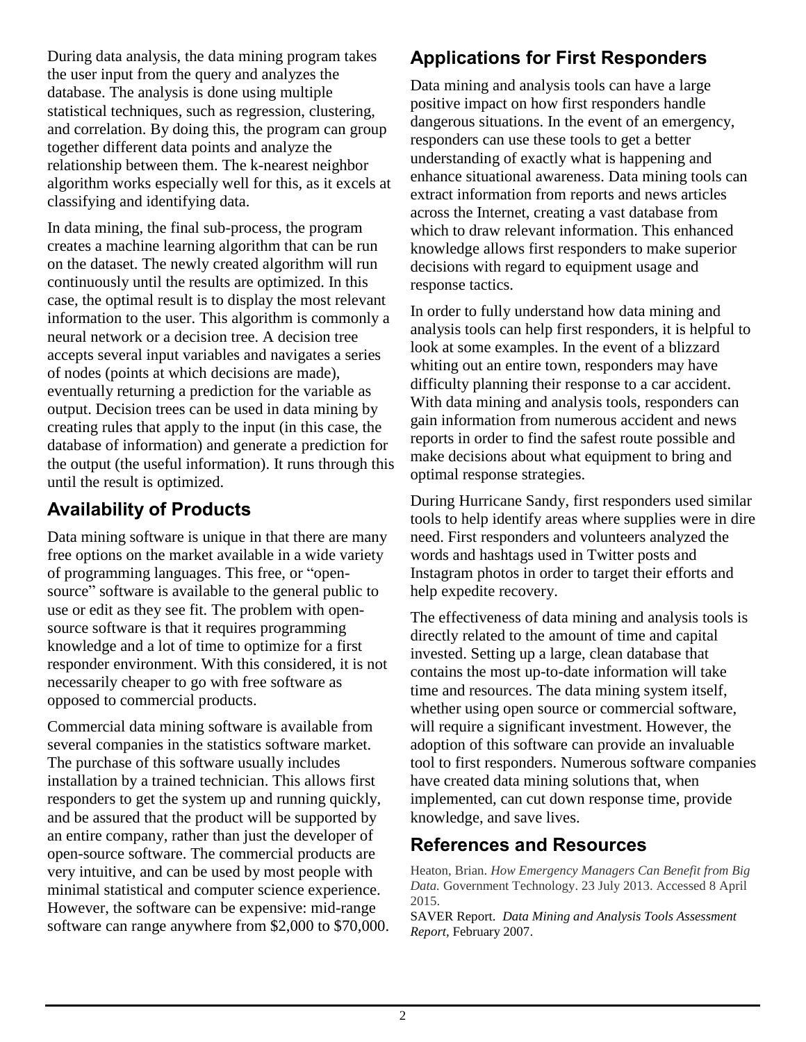During data analysis, the data mining program takes the user input from the query and analyzes the database. The analysis is done using multiple statistical techniques, such as regression, clustering, and correlation. By doing this, the program can group together different data points and analyze the relationship between them. The k-nearest neighbor algorithm works especially well for this, as it excels at classifying and identifying data.

In data mining, the final sub-process, the program creates a machine learning algorithm that can be run on the dataset. The newly created algorithm will run continuously until the results are optimized. In this case, the optimal result is to display the most relevant information to the user. This algorithm is commonly a neural network or a decision tree. A decision tree accepts several input variables and navigates a series of nodes (points at which decisions are made), eventually returning a prediction for the variable as output. Decision trees can be used in data mining by creating rules that apply to the input (in this case, the database of information) and generate a prediction for the output (the useful information). It runs through this until the result is optimized.

## Availability of Products

Data mining software is unique in that there are many free options on the market available in a wide variety of programming languages. This free, or "open-source" software is available to the general public to use or edit as they see fit. The problem with open-source software is that it requires programming knowledge and a lot of time to optimize for a first responder environment. With this considered, it is not necessarily cheaper to go with free software as opposed to commercial products.

Commercial data mining software is available from several companies in the statistics software market. The purchase of this software usually includes installation by a trained technician. This allows first responders to get the system up and running quickly, and be assured that the product will be supported by an entire company, rather than just the developer of open-source software. The commercial products are very intuitive, and can be used by most people with minimal statistical and computer science experience. However, the software can be expensive: mid-range software can range anywhere from $2,000 to $70,000.

## Applications for First Responders

Data mining and analysis tools can have a large positive impact on how first responders handle dangerous situations. In the event of an emergency, responders can use these tools to get a better understanding of exactly what is happening and enhance situational awareness. Data mining tools can extract information from reports and news articles across the Internet, creating a vast database from which to draw relevant information. This enhanced knowledge allows first responders to make superior decisions with regard to equipment usage and response tactics.

In order to fully understand how data mining and analysis tools can help first responders, it is helpful to look at some examples. In the event of a blizzard whiting out an entire town, responders may have difficulty planning their response to a car accident. With data mining and analysis tools, responders can gain information from numerous accident and news reports in order to find the safest route possible and make decisions about what equipment to bring and optimal response strategies.

During Hurricane Sandy, first responders used similar tools to help identify areas where supplies were in dire need. First responders and volunteers analyzed the words and hashtags used in Twitter posts and Instagram photos in order to target their efforts and help expedite recovery.

The effectiveness of data mining and analysis tools is directly related to the amount of time and capital invested. Setting up a large, clean database that contains the most up-to-date information will take time and resources. The data mining system itself, whether using open source or commercial software, will require a significant investment. However, the adoption of this software can provide an invaluable tool to first responders. Numerous software companies have created data mining solutions that, when implemented, can cut down response time, provide knowledge, and save lives.

## References and Resources

Heaton, Brian. *How Emergency Managers Can Benefit from Big Data.* Government Technology. 23 July 2013. Accessed 8 April 2015.

SAVER Report. *Data Mining and Analysis Tools Assessment Report,* February 2007.